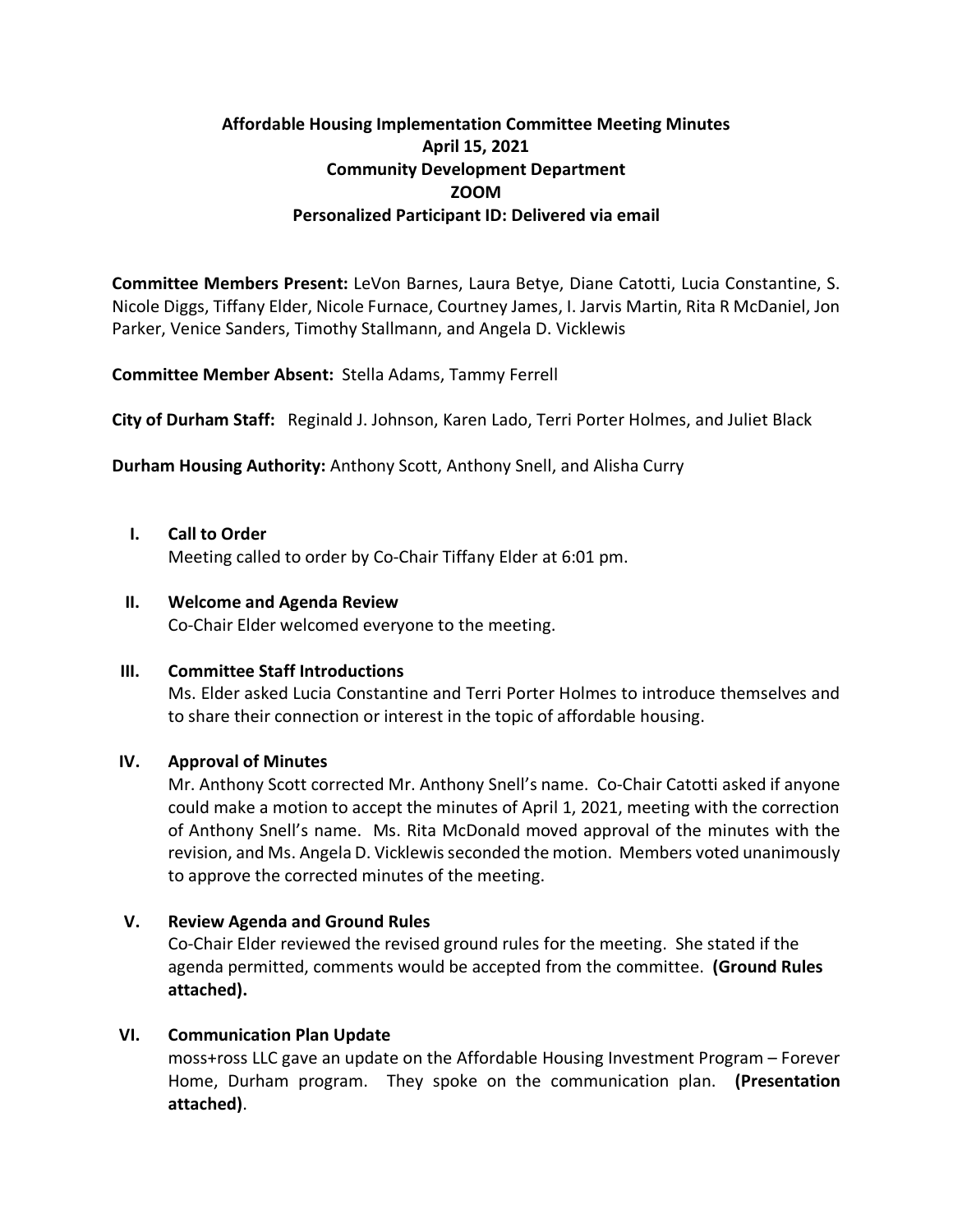# Affordable Housing Implementation Committee Meeting Minutes
## April 15, 2021
## Community Development Department
## ZOOM
## Personalized Participant ID: Delivered via email

**Committee Members Present:** LeVon Barnes, Laura Betye, Diane Catotti, Lucia Constantine, S. Nicole Diggs, Tiffany Elder, Nicole Furnace, Courtney James, I. Jarvis Martin, Rita R McDaniel, Jon Parker, Venice Sanders, Timothy Stallmann, and Angela D. Vicklewis

**Committee Member Absent:** Stella Adams, Tammy Ferrell

**City of Durham Staff:** Reginald J. Johnson, Karen Lado, Terri Porter Holmes, and Juliet Black

**Durham Housing Authority:** Anthony Scott, Anthony Snell, and Alisha Curry

I. **Call to Order**
   Meeting called to order by Co-Chair Tiffany Elder at 6:01 pm.

II. **Welcome and Agenda Review**
   Co-Chair Elder welcomed everyone to the meeting.

III. **Committee Staff Introductions**
   Ms. Elder asked Lucia Constantine and Terri Porter Holmes to introduce themselves and to share their connection or interest in the topic of affordable housing.

IV. **Approval of Minutes**
   Mr. Anthony Scott corrected Mr. Anthony Snell's name. Co-Chair Catotti asked if anyone could make a motion to accept the minutes of April 1, 2021, meeting with the correction of Anthony Snell's name. Ms. Rita McDonald moved approval of the minutes with the revision, and Ms. Angela D. Vicklewis seconded the motion. Members voted unanimously to approve the corrected minutes of the meeting.

V. **Review Agenda and Ground Rules**
   Co-Chair Elder reviewed the revised ground rules for the meeting. She stated if the agenda permitted, comments would be accepted from the committee. **(Ground Rules attached).**

VI. **Communication Plan Update**
   moss+ross LLC gave an update on the Affordable Housing Investment Program – Forever Home, Durham program. They spoke on the communication plan. **(Presentation attached)**.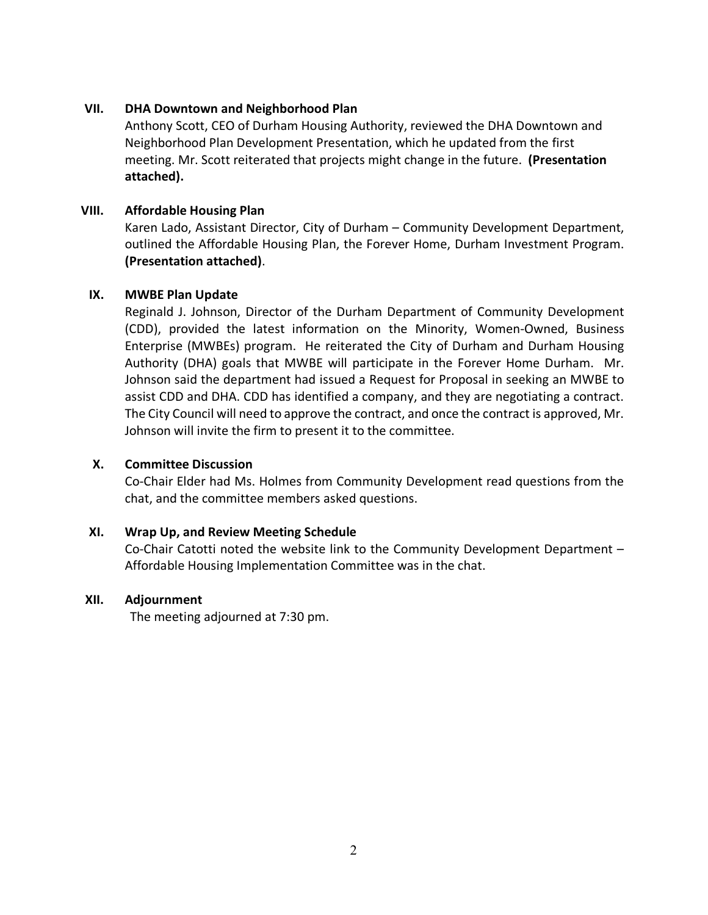## VII. DHA Downtown and Neighborhood Plan

Anthony Scott, CEO of Durham Housing Authority, reviewed the DHA Downtown and Neighborhood Plan Development Presentation, which he updated from the first meeting. Mr. Scott reiterated that projects might change in the future. **(Presentation attached).**

## VIII. Affordable Housing Plan

Karen Lado, Assistant Director, City of Durham – Community Development Department, outlined the Affordable Housing Plan, the Forever Home, Durham Investment Program. **(Presentation attached)**.

## IX. MWBE Plan Update

Reginald J. Johnson, Director of the Durham Department of Community Development (CDD), provided the latest information on the Minority, Women-Owned, Business Enterprise (MWBEs) program. He reiterated the City of Durham and Durham Housing Authority (DHA) goals that MWBE will participate in the Forever Home Durham. Mr. Johnson said the department had issued a Request for Proposal in seeking an MWBE to assist CDD and DHA. CDD has identified a company, and they are negotiating a contract. The City Council will need to approve the contract, and once the contract is approved, Mr. Johnson will invite the firm to present it to the committee.

## X. Committee Discussion

Co-Chair Elder had Ms. Holmes from Community Development read questions from the chat, and the committee members asked questions.

## XI. Wrap Up, and Review Meeting Schedule

Co-Chair Catotti noted the website link to the Community Development Department – Affordable Housing Implementation Committee was in the chat.

## XII. Adjournment

The meeting adjourned at 7:30 pm.